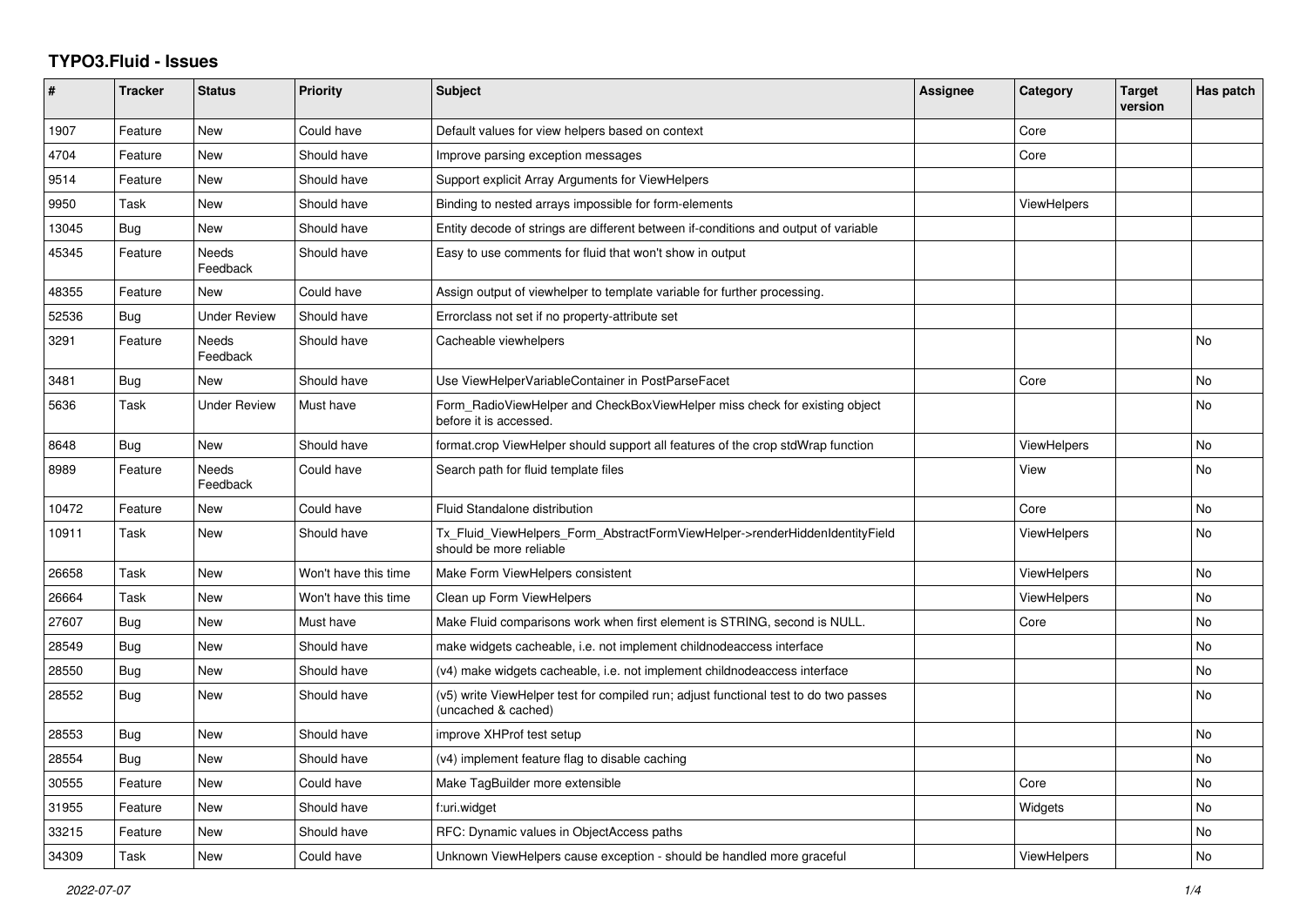# TYPO3.Fluid - Issues

| # | Tracker | Status | Priority | Subject | Assignee | Category | Target version | Has patch |
|---|---|---|---|---|---|---|---|---|
| 1907 | Feature | New | Could have | Default values for view helpers based on context | | Core | | |
| 4704 | Feature | New | Should have | Improve parsing exception messages | | Core | | |
| 9514 | Feature | New | Should have | Support explicit Array Arguments for ViewHelpers | | | | |
| 9950 | Task | New | Should have | Binding to nested arrays impossible for form-elements | | ViewHelpers | | |
| 13045 | Bug | New | Should have | Entity decode of strings are different between if-conditions and output of variable | | | | |
| 45345 | Feature | Needs Feedback | Should have | Easy to use comments for fluid that won't show in output | | | | |
| 48355 | Feature | New | Could have | Assign output of viewhelper to template variable for further processing. | | | | |
| 52536 | Bug | Under Review | Should have | Errorclass not set if no property-attribute set | | | | |
| 3291 | Feature | Needs Feedback | Should have | Cacheable viewhelpers | | | | No |
| 3481 | Bug | New | Should have | Use ViewHelperVariableContainer in PostParseFacet | | Core | | No |
| 5636 | Task | Under Review | Must have | Form_RadioViewHelper and CheckBoxViewHelper miss check for existing object before it is accessed. | | | | No |
| 8648 | Bug | New | Should have | format.crop ViewHelper should support all features of the crop stdWrap function | | ViewHelpers | | No |
| 8989 | Feature | Needs Feedback | Could have | Search path for fluid template files | | View | | No |
| 10472 | Feature | New | Could have | Fluid Standalone distribution | | Core | | No |
| 10911 | Task | New | Should have | Tx_Fluid_ViewHelpers_Form_AbstractFormViewHelper->renderHiddenIdentityField should be more reliable | | ViewHelpers | | No |
| 26658 | Task | New | Won't have this time | Make Form ViewHelpers consistent | | ViewHelpers | | No |
| 26664 | Task | New | Won't have this time | Clean up Form ViewHelpers | | ViewHelpers | | No |
| 27607 | Bug | New | Must have | Make Fluid comparisons work when first element is STRING, second is NULL. | | Core | | No |
| 28549 | Bug | New | Should have | make widgets cacheable, i.e. not implement childnodeaccess interface | | | | No |
| 28550 | Bug | New | Should have | (v4) make widgets cacheable, i.e. not implement childnodeaccess interface | | | | No |
| 28552 | Bug | New | Should have | (v5) write ViewHelper test for compiled run; adjust functional test to do two passes (uncached & cached) | | | | No |
| 28553 | Bug | New | Should have | improve XHProf test setup | | | | No |
| 28554 | Bug | New | Should have | (v4) implement feature flag to disable caching | | | | No |
| 30555 | Feature | New | Could have | Make TagBuilder more extensible | | Core | | No |
| 31955 | Feature | New | Should have | f:uri.widget | | Widgets | | No |
| 33215 | Feature | New | Should have | RFC: Dynamic values in ObjectAccess paths | | | | No |
| 34309 | Task | New | Could have | Unknown ViewHelpers cause exception - should be handled more graceful | | ViewHelpers | | No |

*2022-07-07*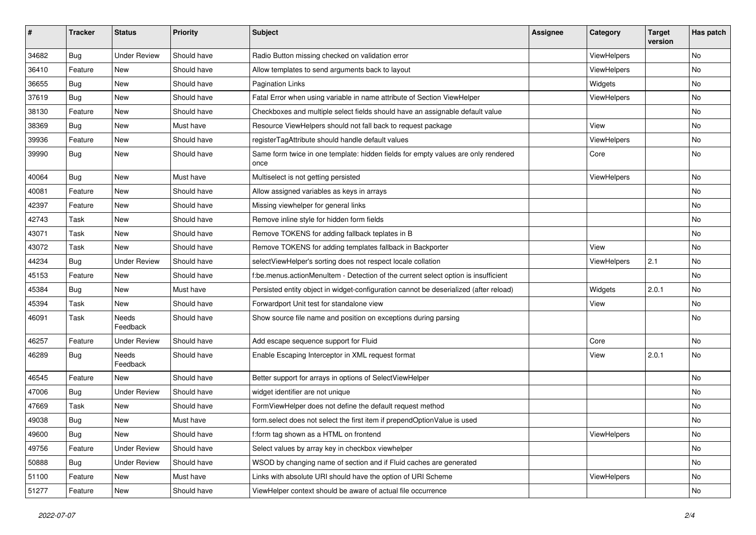| # | Tracker | Status | Priority | Subject | Assignee | Category | Target version | Has patch |
|---|---|---|---|---|---|---|---|---|
| 34682 | Bug | Under Review | Should have | Radio Button missing checked on validation error | | ViewHelpers | | No |
| 36410 | Feature | New | Should have | Allow templates to send arguments back to layout | | ViewHelpers | | No |
| 36655 | Bug | New | Should have | Pagination Links | | Widgets | | No |
| 37619 | Bug | New | Should have | Fatal Error when using variable in name attribute of Section ViewHelper | | ViewHelpers | | No |
| 38130 | Feature | New | Should have | Checkboxes and multiple select fields should have an assignable default value | | | | No |
| 38369 | Bug | New | Must have | Resource ViewHelpers should not fall back to request package | | View | | No |
| 39936 | Feature | New | Should have | registerTagAttribute should handle default values | | ViewHelpers | | No |
| 39990 | Bug | New | Should have | Same form twice in one template: hidden fields for empty values are only rendered once | | Core | | No |
| 40064 | Bug | New | Must have | Multiselect is not getting persisted | | ViewHelpers | | No |
| 40081 | Feature | New | Should have | Allow assigned variables as keys in arrays | | | | No |
| 42397 | Feature | New | Should have | Missing viewhelper for general links | | | | No |
| 42743 | Task | New | Should have | Remove inline style for hidden form fields | | | | No |
| 43071 | Task | New | Should have | Remove TOKENS for adding fallback teplates in B | | | | No |
| 43072 | Task | New | Should have | Remove TOKENS for adding templates fallback in Backporter | | View | | No |
| 44234 | Bug | Under Review | Should have | selectViewHelper's sorting does not respect locale collation | | ViewHelpers | 2.1 | No |
| 45153 | Feature | New | Should have | f:be.menus.actionMenuItem - Detection of the current select option is insufficient | | | | No |
| 45384 | Bug | New | Must have | Persisted entity object in widget-configuration cannot be deserialized (after reload) | | Widgets | 2.0.1 | No |
| 45394 | Task | New | Should have | Forwardport Unit test for standalone view | | View | | No |
| 46091 | Task | Needs Feedback | Should have | Show source file name and position on exceptions during parsing | | | | No |
| 46257 | Feature | Under Review | Should have | Add escape sequence support for Fluid | | Core | | No |
| 46289 | Bug | Needs Feedback | Should have | Enable Escaping Interceptor in XML request format | | View | 2.0.1 | No |
| 46545 | Feature | New | Should have | Better support for arrays in options of SelectViewHelper | | | | No |
| 47006 | Bug | Under Review | Should have | widget identifier are not unique | | | | No |
| 47669 | Task | New | Should have | FormViewHelper does not define the default request method | | | | No |
| 49038 | Bug | New | Must have | form.select does not select the first item if prependOptionValue is used | | | | No |
| 49600 | Bug | New | Should have | f:form tag shown as a HTML on frontend | | ViewHelpers | | No |
| 49756 | Feature | Under Review | Should have | Select values by array key in checkbox viewhelper | | | | No |
| 50888 | Bug | Under Review | Should have | WSOD by changing name of section and if Fluid caches are generated | | | | No |
| 51100 | Feature | New | Must have | Links with absolute URI should have the option of URI Scheme | | ViewHelpers | | No |
| 51277 | Feature | New | Should have | ViewHelper context should be aware of actual file occurrence | | | | No |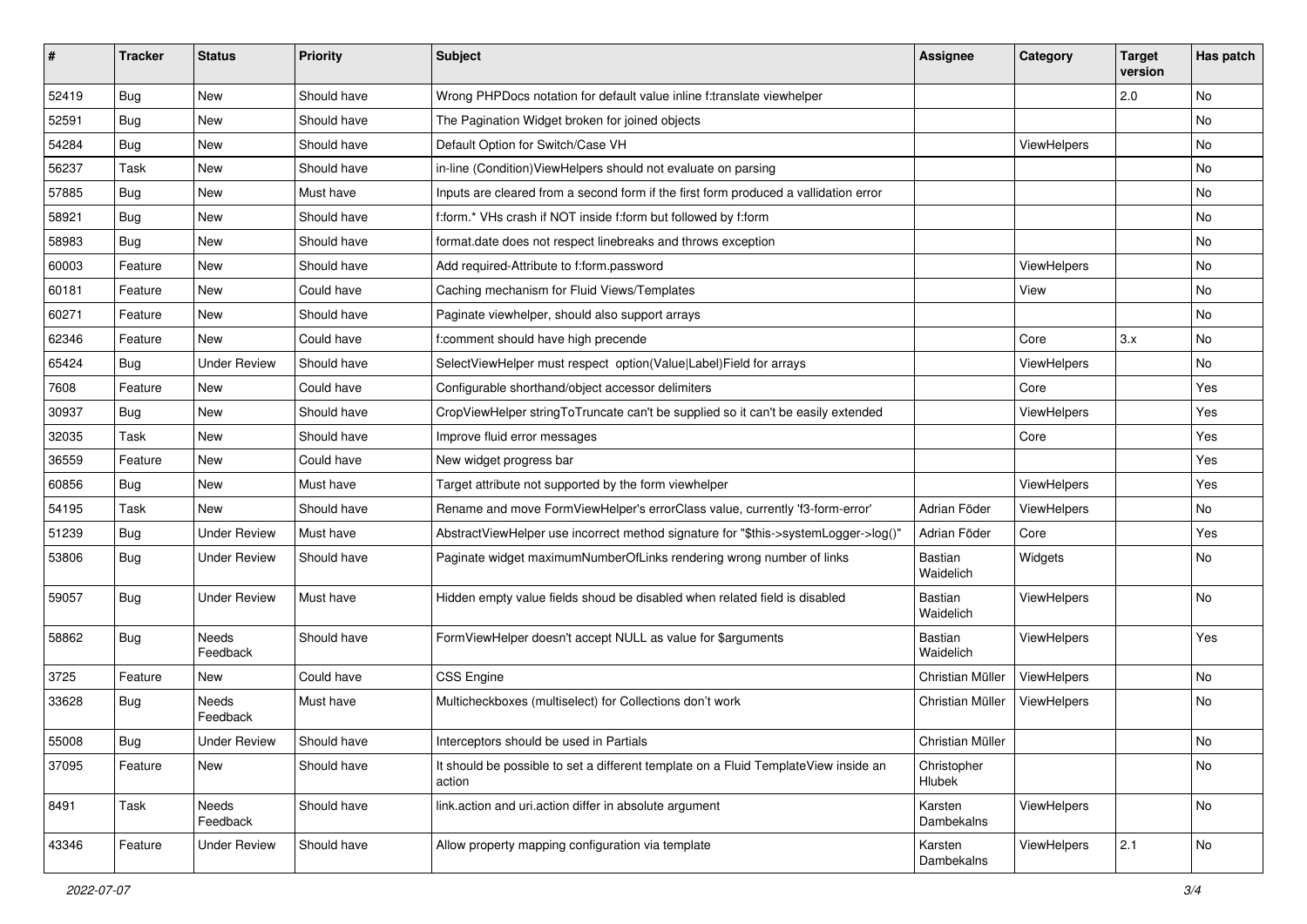| # | Tracker | Status | Priority | Subject | Assignee | Category | Target version | Has patch |
|---|---|---|---|---|---|---|---|---|
| 52419 | Bug | New | Should have | Wrong PHPDocs notation for default value inline f:translate viewhelper | | | 2.0 | No |
| 52591 | Bug | New | Should have | The Pagination Widget broken for joined objects | | | | No |
| 54284 | Bug | New | Should have | Default Option for Switch/Case VH | | ViewHelpers | | No |
| 56237 | Task | New | Should have | in-line (Condition)ViewHelpers should not evaluate on parsing | | | | No |
| 57885 | Bug | New | Must have | Inputs are cleared from a second form if the first form produced a vallidation error | | | | No |
| 58921 | Bug | New | Should have | f:form.* VHs crash if NOT inside f:form but followed by f:form | | | | No |
| 58983 | Bug | New | Should have | format.date does not respect linebreaks and throws exception | | | | No |
| 60003 | Feature | New | Should have | Add required-Attribute to f:form.password | | ViewHelpers | | No |
| 60181 | Feature | New | Could have | Caching mechanism for Fluid Views/Templates | | View | | No |
| 60271 | Feature | New | Should have | Paginate viewhelper, should also support arrays | | | | No |
| 62346 | Feature | New | Could have | f:comment should have high precende | | Core | 3.x | No |
| 65424 | Bug | Under Review | Should have | SelectViewHelper must respect option(Value\|Label)Field for arrays | | ViewHelpers | | No |
| 7608 | Feature | New | Could have | Configurable shorthand/object accessor delimiters | | Core | | Yes |
| 30937 | Bug | New | Should have | CropViewHelper stringToTruncate can't be supplied so it can't be easily extended | | ViewHelpers | | Yes |
| 32035 | Task | New | Should have | Improve fluid error messages | | Core | | Yes |
| 36559 | Feature | New | Could have | New widget progress bar | | | | Yes |
| 60856 | Bug | New | Must have | Target attribute not supported by the form viewhelper | | ViewHelpers | | Yes |
| 54195 | Task | New | Should have | Rename and move FormViewHelper's errorClass value, currently 'f3-form-error' | Adrian Föder | ViewHelpers | | No |
| 51239 | Bug | Under Review | Must have | AbstractViewHelper use incorrect method signature for "$this->systemLogger->log()" | Adrian Föder | Core | | Yes |
| 53806 | Bug | Under Review | Should have | Paginate widget maximumNumberOfLinks rendering wrong number of links | Bastian Waidelich | Widgets | | No |
| 59057 | Bug | Under Review | Must have | Hidden empty value fields shoud be disabled when related field is disabled | Bastian Waidelich | ViewHelpers | | No |
| 58862 | Bug | Needs Feedback | Should have | FormViewHelper doesn't accept NULL as value for $arguments | Bastian Waidelich | ViewHelpers | | Yes |
| 3725 | Feature | New | Could have | CSS Engine | Christian Müller | ViewHelpers | | No |
| 33628 | Bug | Needs Feedback | Must have | Multicheckboxes (multiselect) for Collections don't work | Christian Müller | ViewHelpers | | No |
| 55008 | Bug | Under Review | Should have | Interceptors should be used in Partials | Christian Müller | | | No |
| 37095 | Feature | New | Should have | It should be possible to set a different template on a Fluid TemplateView inside an action | Christopher Hlubek | | | No |
| 8491 | Task | Needs Feedback | Should have | link.action and uri.action differ in absolute argument | Karsten Dambekalns | ViewHelpers | | No |
| 43346 | Feature | Under Review | Should have | Allow property mapping configuration via template | Karsten Dambekalns | ViewHelpers | 2.1 | No |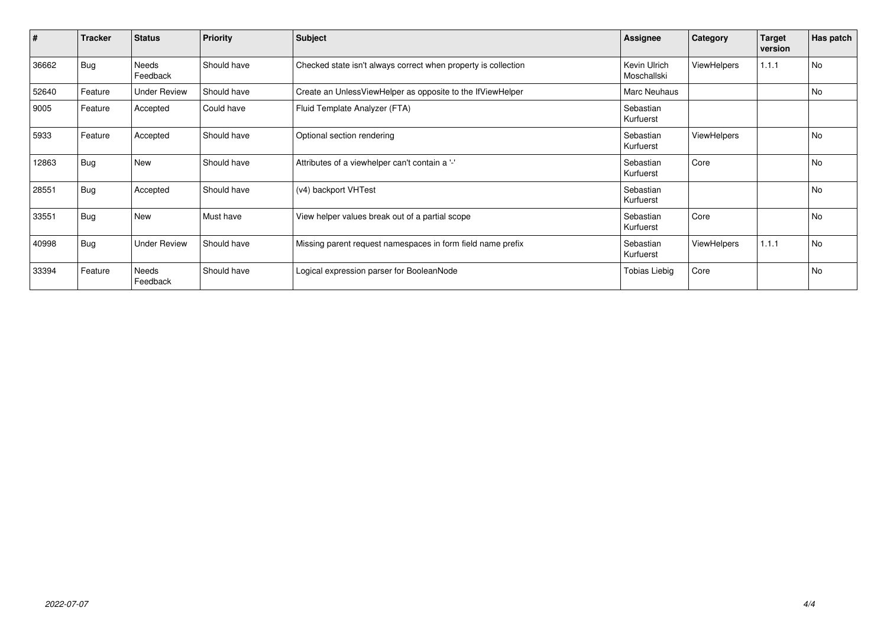| # | Tracker | Status | Priority | Subject | Assignee | Category | Target version | Has patch |
|---|---|---|---|---|---|---|---|---|
| 36662 | Bug | Needs Feedback | Should have | Checked state isn't always correct when property is collection | Kevin Ulrich Moschallski | ViewHelpers | 1.1.1 | No |
| 52640 | Feature | Under Review | Should have | Create an UnlessViewHelper as opposite to the IfViewHelper | Marc Neuhaus | | | No |
| 9005 | Feature | Accepted | Could have | Fluid Template Analyzer (FTA) | Sebastian Kurfuerst | | | |
| 5933 | Feature | Accepted | Should have | Optional section rendering | Sebastian Kurfuerst | ViewHelpers | | No |
| 12863 | Bug | New | Should have | Attributes of a viewhelper can't contain a '-' | Sebastian Kurfuerst | Core | | No |
| 28551 | Bug | Accepted | Should have | (v4) backport VHTest | Sebastian Kurfuerst | | | No |
| 33551 | Bug | New | Must have | View helper values break out of a partial scope | Sebastian Kurfuerst | Core | | No |
| 40998 | Bug | Under Review | Should have | Missing parent request namespaces in form field name prefix | Sebastian Kurfuerst | ViewHelpers | 1.1.1 | No |
| 33394 | Feature | Needs Feedback | Should have | Logical expression parser for BooleanNode | Tobias Liebig | Core | | No |